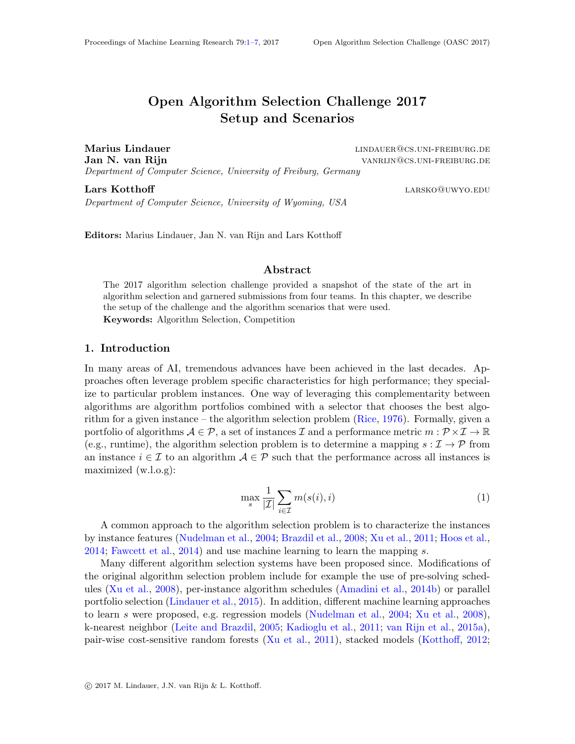# Open Algorithm Selection Challenge 2017 Setup and Scenarios

**Marius Lindauer** LINDAUER@CS.UNI-FREIBURG.DE
**Jan N. van Rijn** VANRIJN@CS.UNI-FREIBURG.DE
*Department of Computer Science, University of Freiburg, Germany*

**Lars Kotthoff** LARSKO@UWYO.EDU
*Department of Computer Science, University of Wyoming, USA*

**Editors:** Marius Lindauer, Jan N. van Rijn and Lars Kotthoff

## Abstract

The 2017 algorithm selection challenge provided a snapshot of the state of the art in algorithm selection and garnered submissions from four teams. In this chapter, we describe the setup of the challenge and the algorithm scenarios that were used.

**Keywords:** Algorithm Selection, Competition

## 1. Introduction

In many areas of AI, tremendous advances have been achieved in the last decades. Approaches often leverage problem specific characteristics for high performance; they specialize to particular problem instances. One way of leveraging this complementarity between algorithms are algorithm portfolios combined with a selector that chooses the best algorithm for a given instance – the algorithm selection problem (Rice, 1976). Formally, given a portfolio of algorithms $\mathcal{A} \in \mathcal{P}$, a set of instances $\mathcal{I}$ and a performance metric $m : \mathcal{P} \times \mathcal{I} \rightarrow \mathbb{R}$ (e.g., runtime), the algorithm selection problem is to determine a mapping $s : \mathcal{I} \rightarrow \mathcal{P}$ from an instance $i \in \mathcal{I}$ to an algorithm $\mathcal{A} \in \mathcal{P}$ such that the performance across all instances is maximized (w.l.o.g):

$$\max_{s} \frac{1}{|\mathcal{I}|} \sum_{i \in \mathcal{I}} m(s(i), i) \tag{1}$$

A common approach to the algorithm selection problem is to characterize the instances by instance features (Nudelman et al., 2004; Brazdil et al., 2008; Xu et al., 2011; Hoos et al., 2014; Fawcett et al., 2014) and use machine learning to learn the mapping $s$.

Many different algorithm selection systems have been proposed since. Modifications of the original algorithm selection problem include for example the use of pre-solving schedules (Xu et al., 2008), per-instance algorithm schedules (Amadini et al., 2014b) or parallel portfolio selection (Lindauer et al., 2015). In addition, different machine learning approaches to learn $s$ were proposed, e.g. regression models (Nudelman et al., 2004; Xu et al., 2008), k-nearest neighbor (Leite and Brazdil, 2005; Kadioglu et al., 2011; van Rijn et al., 2015a), pair-wise cost-sensitive random forests (Xu et al., 2011), stacked models (Kotthoff, 2012;

© 2017 M. Lindauer, J.N. van Rijn & L. Kotthoff.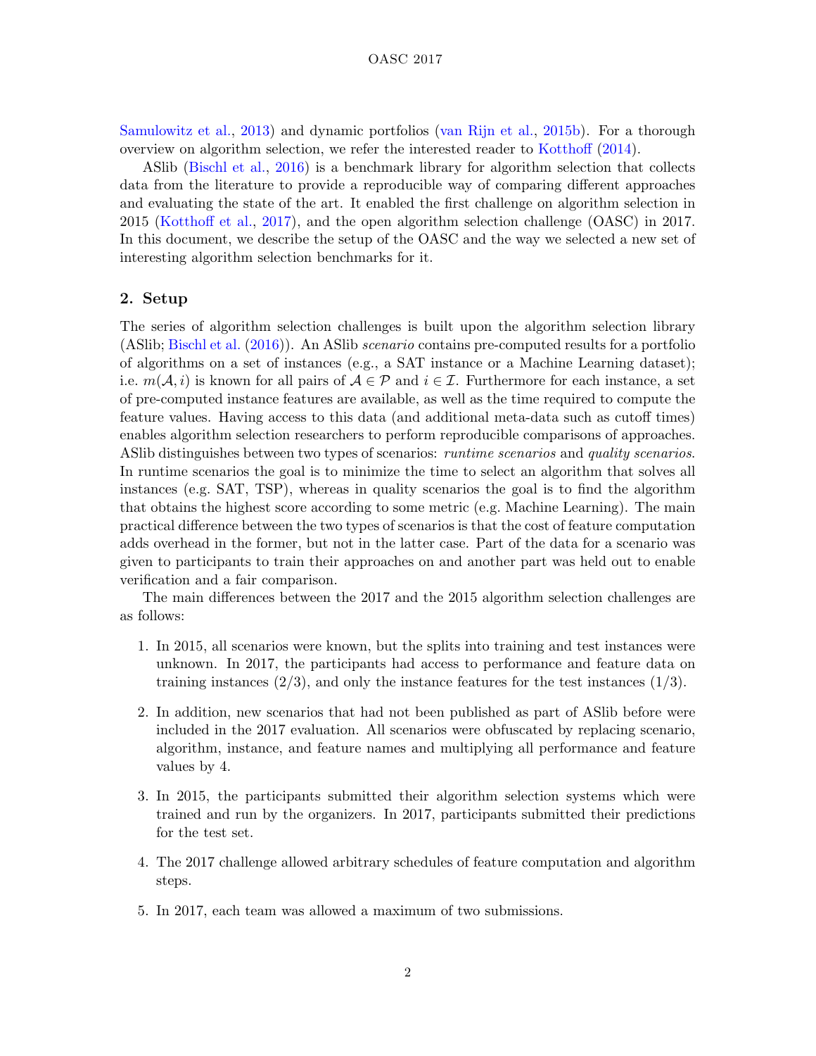Samulowitz et al., 2013) and dynamic portfolios (van Rijn et al., 2015b). For a thorough overview on algorithm selection, we refer the interested reader to Kotthoff (2014).

ASlib (Bischl et al., 2016) is a benchmark library for algorithm selection that collects data from the literature to provide a reproducible way of comparing different approaches and evaluating the state of the art. It enabled the first challenge on algorithm selection in 2015 (Kotthoff et al., 2017), and the open algorithm selection challenge (OASC) in 2017. In this document, we describe the setup of the OASC and the way we selected a new set of interesting algorithm selection benchmarks for it.

## 2. Setup

The series of algorithm selection challenges is built upon the algorithm selection library (ASlib; Bischl et al. (2016)). An ASlib *scenario* contains pre-computed results for a portfolio of algorithms on a set of instances (e.g., a SAT instance or a Machine Learning dataset); i.e. $m(\mathcal{A}, i)$ is known for all pairs of $\mathcal{A} \in \mathcal{P}$ and $i \in \mathcal{I}$. Furthermore for each instance, a set of pre-computed instance features are available, as well as the time required to compute the feature values. Having access to this data (and additional meta-data such as cutoff times) enables algorithm selection researchers to perform reproducible comparisons of approaches. ASlib distinguishes between two types of scenarios: *runtime scenarios* and *quality scenarios*. In runtime scenarios the goal is to minimize the time to select an algorithm that solves all instances (e.g. SAT, TSP), whereas in quality scenarios the goal is to find the algorithm that obtains the highest score according to some metric (e.g. Machine Learning). The main practical difference between the two types of scenarios is that the cost of feature computation adds overhead in the former, but not in the latter case. Part of the data for a scenario was given to participants to train their approaches on and another part was held out to enable verification and a fair comparison.

The main differences between the 2017 and the 2015 algorithm selection challenges are as follows:

1. In 2015, all scenarios were known, but the splits into training and test instances were unknown. In 2017, the participants had access to performance and feature data on training instances (2/3), and only the instance features for the test instances (1/3).

2. In addition, new scenarios that had not been published as part of ASlib before were included in the 2017 evaluation. All scenarios were obfuscated by replacing scenario, algorithm, instance, and feature names and multiplying all performance and feature values by 4.

3. In 2015, the participants submitted their algorithm selection systems which were trained and run by the organizers. In 2017, participants submitted their predictions for the test set.

4. The 2017 challenge allowed arbitrary schedules of feature computation and algorithm steps.

5. In 2017, each team was allowed a maximum of two submissions.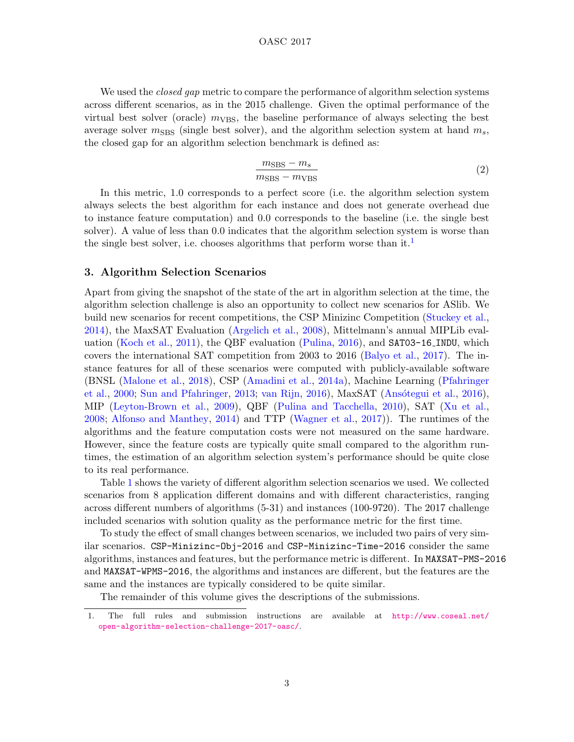We used the *closed gap* metric to compare the performance of algorithm selection systems across different scenarios, as in the 2015 challenge. Given the optimal performance of the virtual best solver (oracle) $m_{\text{VBS}}$, the baseline performance of always selecting the best average solver $m_{\text{SBS}}$ (single best solver), and the algorithm selection system at hand $m_s$, the closed gap for an algorithm selection benchmark is defined as:

$$\frac{m_{\text{SBS}} - m_s}{m_{\text{SBS}} - m_{\text{VBS}}} \tag{2}$$

In this metric, 1.0 corresponds to a perfect score (i.e. the algorithm selection system always selects the best algorithm for each instance and does not generate overhead due to instance feature computation) and 0.0 corresponds to the baseline (i.e. the single best solver). A value of less than 0.0 indicates that the algorithm selection system is worse than the single best solver, i.e. chooses algorithms that perform worse than it.[1]

## 3. Algorithm Selection Scenarios

Apart from giving the snapshot of the state of the art in algorithm selection at the time, the algorithm selection challenge is also an opportunity to collect new scenarios for ASlib. We build new scenarios for recent competitions, the CSP Minizinc Competition (Stuckey et al., 2014), the MaxSAT Evaluation (Argelich et al., 2008), Mittelmann's annual MIPLib evaluation (Koch et al., 2011), the QBF evaluation (Pulina, 2016), and `SAT03-16_INDU`, which covers the international SAT competition from 2003 to 2016 (Balyo et al., 2017). The instance features for all of these scenarios were computed with publicly-available software (BNSL (Malone et al., 2018), CSP (Amadini et al., 2014a), Machine Learning (Pfahringer et al., 2000; Sun and Pfahringer, 2013; van Rijn, 2016), MaxSAT (Ansótegui et al., 2016), MIP (Leyton-Brown et al., 2009), QBF (Pulina and Tacchella, 2010), SAT (Xu et al., 2008; Alfonso and Manthey, 2014) and TTP (Wagner et al., 2017)). The runtimes of the algorithms and the feature computation costs were not measured on the same hardware. However, since the feature costs are typically quite small compared to the algorithm runtimes, the estimation of an algorithm selection system's performance should be quite close to its real performance.

Table 1 shows the variety of different algorithm selection scenarios we used. We collected scenarios from 8 application different domains and with different characteristics, ranging across different numbers of algorithms (5-31) and instances (100-9720). The 2017 challenge included scenarios with solution quality as the performance metric for the first time.

To study the effect of small changes between scenarios, we included two pairs of very similar scenarios. `CSP-Minizinc-Obj-2016` and `CSP-Minizinc-Time-2016` consider the same algorithms, instances and features, but the performance metric is different. In `MAXSAT-PMS-2016` and `MAXSAT-WPMS-2016`, the algorithms and instances are different, but the features are the same and the instances are typically considered to be quite similar.

The remainder of this volume gives the descriptions of the submissions.

---

1. The full rules and submission instructions are available at http://www.coseal.net/open-algorithm-selection-challenge-2017-oasc/.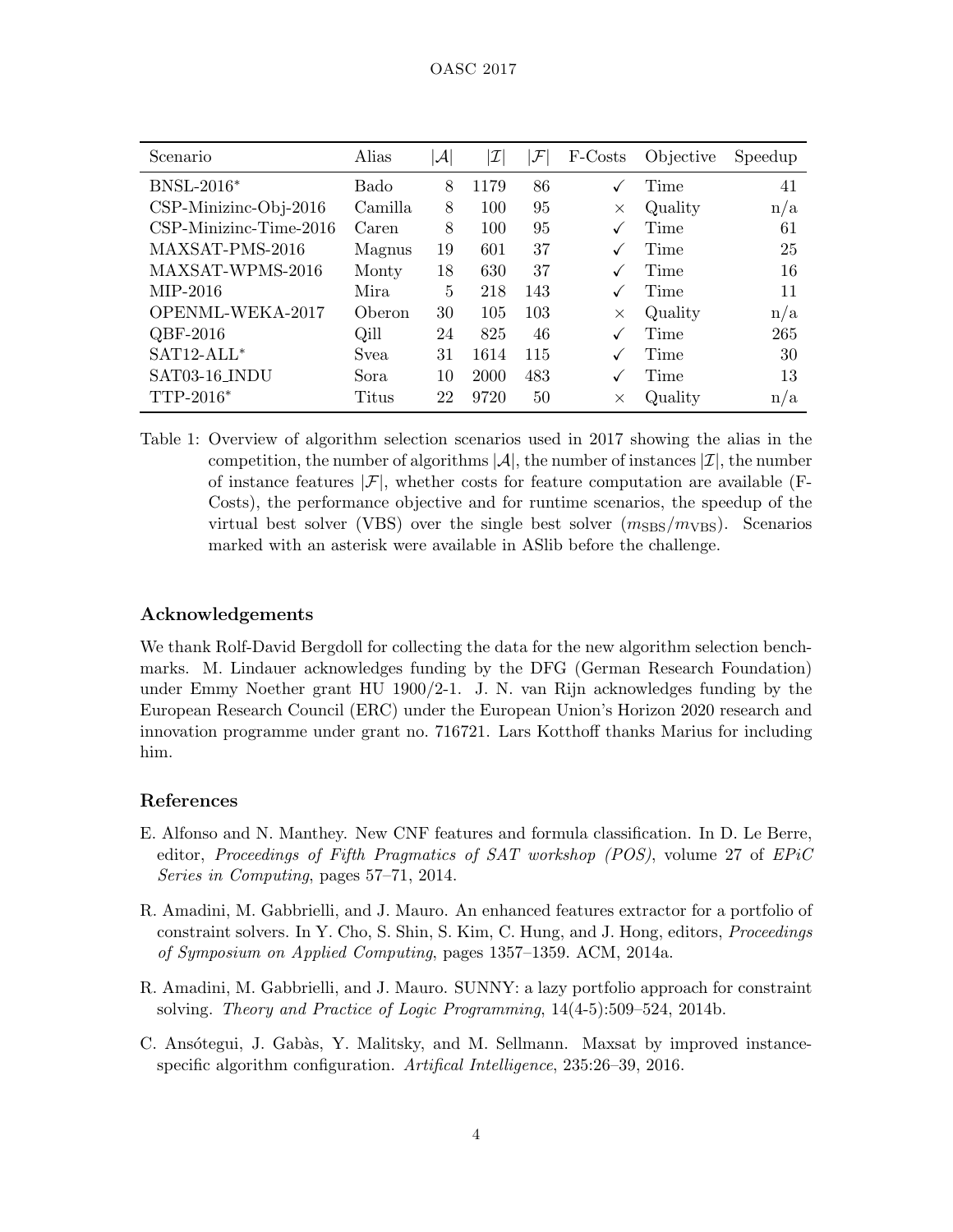| Scenario | Alias | $\|\mathcal{A}\|$ | $\|\mathcal{I}\|$ | $\|\mathcal{F}\|$ | F-Costs | Objective | Speedup |
|---|---|---|---|---|---|---|---|
| BNSL-2016* | Bado | 8 | 1179 | 86 | ✓ | Time | 41 |
| CSP-Minizinc-Obj-2016 | Camilla | 8 | 100 | 95 | × | Quality | n/a |
| CSP-Minizinc-Time-2016 | Caren | 8 | 100 | 95 | ✓ | Time | 61 |
| MAXSAT-PMS-2016 | Magnus | 19 | 601 | 37 | ✓ | Time | 25 |
| MAXSAT-WPMS-2016 | Monty | 18 | 630 | 37 | ✓ | Time | 16 |
| MIP-2016 | Mira | 5 | 218 | 143 | ✓ | Time | 11 |
| OPENML-WEKA-2017 | Oberon | 30 | 105 | 103 | × | Quality | n/a |
| QBF-2016 | Qill | 24 | 825 | 46 | ✓ | Time | 265 |
| SAT12-ALL* | Svea | 31 | 1614 | 115 | ✓ | Time | 30 |
| SAT03-16_INDU | Sora | 10 | 2000 | 483 | ✓ | Time | 13 |
| TTP-2016* | Titus | 22 | 9720 | 50 | × | Quality | n/a |

Table 1: Overview of algorithm selection scenarios used in 2017 showing the alias in the competition, the number of algorithms $|\mathcal{A}|$, the number of instances $|\mathcal{I}|$, the number of instance features $|\mathcal{F}|$, whether costs for feature computation are available (F-Costs), the performance objective and for runtime scenarios, the speedup of the virtual best solver (VBS) over the single best solver ($m_{\text{SBS}}/m_{\text{VBS}}$). Scenarios marked with an asterisk were available in ASlib before the challenge.

## Acknowledgements

We thank Rolf-David Bergdoll for collecting the data for the new algorithm selection benchmarks. M. Lindauer acknowledges funding by the DFG (German Research Foundation) under Emmy Noether grant HU 1900/2-1. J. N. van Rijn acknowledges funding by the European Research Council (ERC) under the European Union's Horizon 2020 research and innovation programme under grant no. 716721. Lars Kotthoff thanks Marius for including him.

## References

E. Alfonso and N. Manthey. New CNF features and formula classification. In D. Le Berre, editor, *Proceedings of Fifth Pragmatics of SAT workshop (POS)*, volume 27 of *EPiC Series in Computing*, pages 57–71, 2014.

R. Amadini, M. Gabbrielli, and J. Mauro. An enhanced features extractor for a portfolio of constraint solvers. In Y. Cho, S. Shin, S. Kim, C. Hung, and J. Hong, editors, *Proceedings of Symposium on Applied Computing*, pages 1357–1359. ACM, 2014a.

R. Amadini, M. Gabbrielli, and J. Mauro. SUNNY: a lazy portfolio approach for constraint solving. *Theory and Practice of Logic Programming*, 14(4-5):509–524, 2014b.

C. Ansótegui, J. Gabàs, Y. Malitsky, and M. Sellmann. Maxsat by improved instance-specific algorithm configuration. *Artifical Intelligence*, 235:26–39, 2016.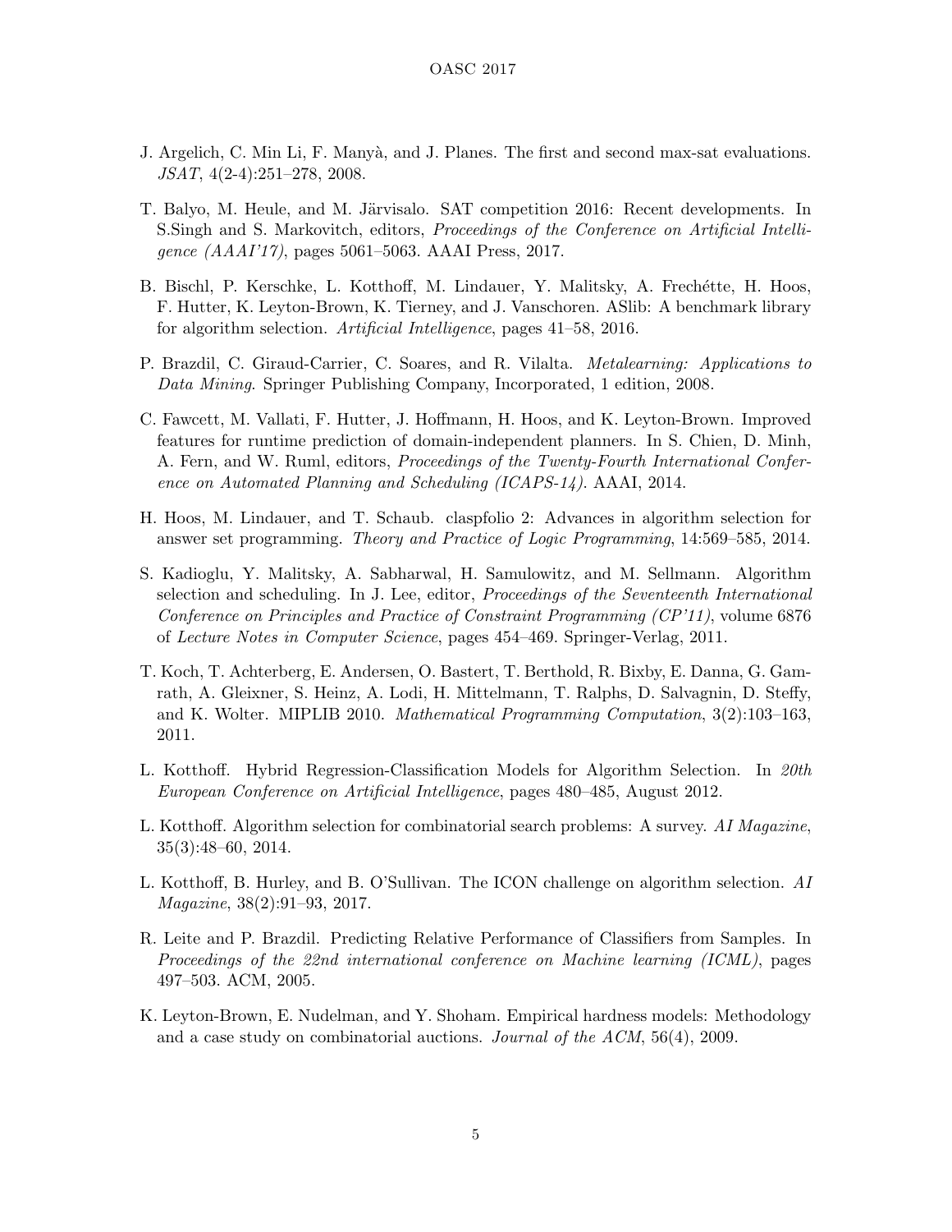J. Argelich, C. Min Li, F. Manyà, and J. Planes. The first and second max-sat evaluations. *JSAT*, 4(2-4):251–278, 2008.

T. Balyo, M. Heule, and M. Järvisalo. SAT competition 2016: Recent developments. In S.Singh and S. Markovitch, editors, *Proceedings of the Conference on Artificial Intelligence (AAAI'17)*, pages 5061–5063. AAAI Press, 2017.

B. Bischl, P. Kerschke, L. Kotthoff, M. Lindauer, Y. Malitsky, A. Frechétte, H. Hoos, F. Hutter, K. Leyton-Brown, K. Tierney, and J. Vanschoren. ASlib: A benchmark library for algorithm selection. *Artificial Intelligence*, pages 41–58, 2016.

P. Brazdil, C. Giraud-Carrier, C. Soares, and R. Vilalta. *Metalearning: Applications to Data Mining*. Springer Publishing Company, Incorporated, 1 edition, 2008.

C. Fawcett, M. Vallati, F. Hutter, J. Hoffmann, H. Hoos, and K. Leyton-Brown. Improved features for runtime prediction of domain-independent planners. In S. Chien, D. Minh, A. Fern, and W. Ruml, editors, *Proceedings of the Twenty-Fourth International Conference on Automated Planning and Scheduling (ICAPS-14)*. AAAI, 2014.

H. Hoos, M. Lindauer, and T. Schaub. claspfolio 2: Advances in algorithm selection for answer set programming. *Theory and Practice of Logic Programming*, 14:569–585, 2014.

S. Kadioglu, Y. Malitsky, A. Sabharwal, H. Samulowitz, and M. Sellmann. Algorithm selection and scheduling. In J. Lee, editor, *Proceedings of the Seventeenth International Conference on Principles and Practice of Constraint Programming (CP'11)*, volume 6876 of *Lecture Notes in Computer Science*, pages 454–469. Springer-Verlag, 2011.

T. Koch, T. Achterberg, E. Andersen, O. Bastert, T. Berthold, R. Bixby, E. Danna, G. Gamrath, A. Gleixner, S. Heinz, A. Lodi, H. Mittelmann, T. Ralphs, D. Salvagnin, D. Steffy, and K. Wolter. MIPLIB 2010. *Mathematical Programming Computation*, 3(2):103–163, 2011.

L. Kotthoff. Hybrid Regression-Classification Models for Algorithm Selection. In *20th European Conference on Artificial Intelligence*, pages 480–485, August 2012.

L. Kotthoff. Algorithm selection for combinatorial search problems: A survey. *AI Magazine*, 35(3):48–60, 2014.

L. Kotthoff, B. Hurley, and B. O'Sullivan. The ICON challenge on algorithm selection. *AI Magazine*, 38(2):91–93, 2017.

R. Leite and P. Brazdil. Predicting Relative Performance of Classifiers from Samples. In *Proceedings of the 22nd international conference on Machine learning (ICML)*, pages 497–503. ACM, 2005.

K. Leyton-Brown, E. Nudelman, and Y. Shoham. Empirical hardness models: Methodology and a case study on combinatorial auctions. *Journal of the ACM*, 56(4), 2009.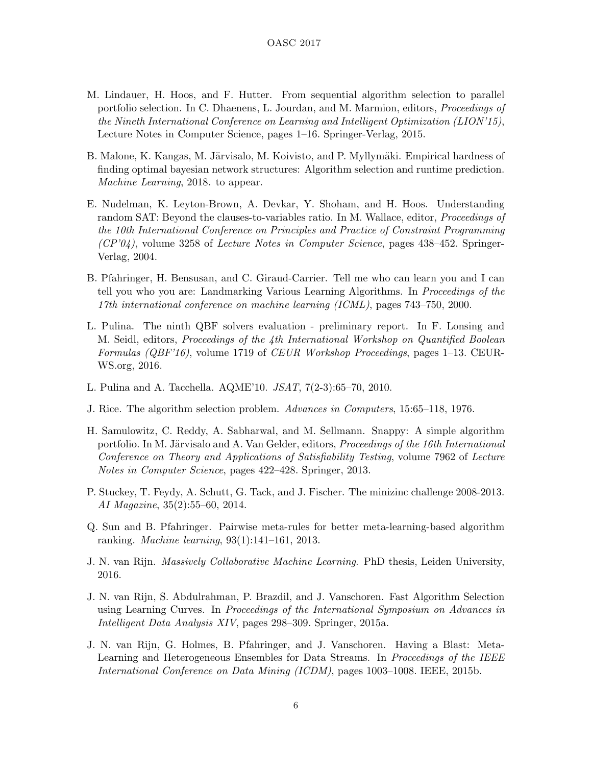M. Lindauer, H. Hoos, and F. Hutter. From sequential algorithm selection to parallel portfolio selection. In C. Dhaenens, L. Jourdan, and M. Marmion, editors, *Proceedings of the Nineth International Conference on Learning and Intelligent Optimization (LION'15)*, Lecture Notes in Computer Science, pages 1–16. Springer-Verlag, 2015.

B. Malone, K. Kangas, M. Järvisalo, M. Koivisto, and P. Myllymäki. Empirical hardness of finding optimal bayesian network structures: Algorithm selection and runtime prediction. *Machine Learning*, 2018. to appear.

E. Nudelman, K. Leyton-Brown, A. Devkar, Y. Shoham, and H. Hoos. Understanding random SAT: Beyond the clauses-to-variables ratio. In M. Wallace, editor, *Proceedings of the 10th International Conference on Principles and Practice of Constraint Programming (CP'04)*, volume 3258 of *Lecture Notes in Computer Science*, pages 438–452. Springer-Verlag, 2004.

B. Pfahringer, H. Bensusan, and C. Giraud-Carrier. Tell me who can learn you and I can tell you who you are: Landmarking Various Learning Algorithms. In *Proceedings of the 17th international conference on machine learning (ICML)*, pages 743–750, 2000.

L. Pulina. The ninth QBF solvers evaluation - preliminary report. In F. Lonsing and M. Seidl, editors, *Proceedings of the 4th International Workshop on Quantified Boolean Formulas (QBF'16)*, volume 1719 of *CEUR Workshop Proceedings*, pages 1–13. CEUR-WS.org, 2016.

L. Pulina and A. Tacchella. AQME'10. *JSAT*, 7(2-3):65–70, 2010.

J. Rice. The algorithm selection problem. *Advances in Computers*, 15:65–118, 1976.

H. Samulowitz, C. Reddy, A. Sabharwal, and M. Sellmann. Snappy: A simple algorithm portfolio. In M. Järvisalo and A. Van Gelder, editors, *Proceedings of the 16th International Conference on Theory and Applications of Satisfiability Testing*, volume 7962 of *Lecture Notes in Computer Science*, pages 422–428. Springer, 2013.

P. Stuckey, T. Feydy, A. Schutt, G. Tack, and J. Fischer. The minizinc challenge 2008-2013. *AI Magazine*, 35(2):55–60, 2014.

Q. Sun and B. Pfahringer. Pairwise meta-rules for better meta-learning-based algorithm ranking. *Machine learning*, 93(1):141–161, 2013.

J. N. van Rijn. *Massively Collaborative Machine Learning*. PhD thesis, Leiden University, 2016.

J. N. van Rijn, S. Abdulrahman, P. Brazdil, and J. Vanschoren. Fast Algorithm Selection using Learning Curves. In *Proceedings of the International Symposium on Advances in Intelligent Data Analysis XIV*, pages 298–309. Springer, 2015a.

J. N. van Rijn, G. Holmes, B. Pfahringer, and J. Vanschoren. Having a Blast: Meta-Learning and Heterogeneous Ensembles for Data Streams. In *Proceedings of the IEEE International Conference on Data Mining (ICDM)*, pages 1003–1008. IEEE, 2015b.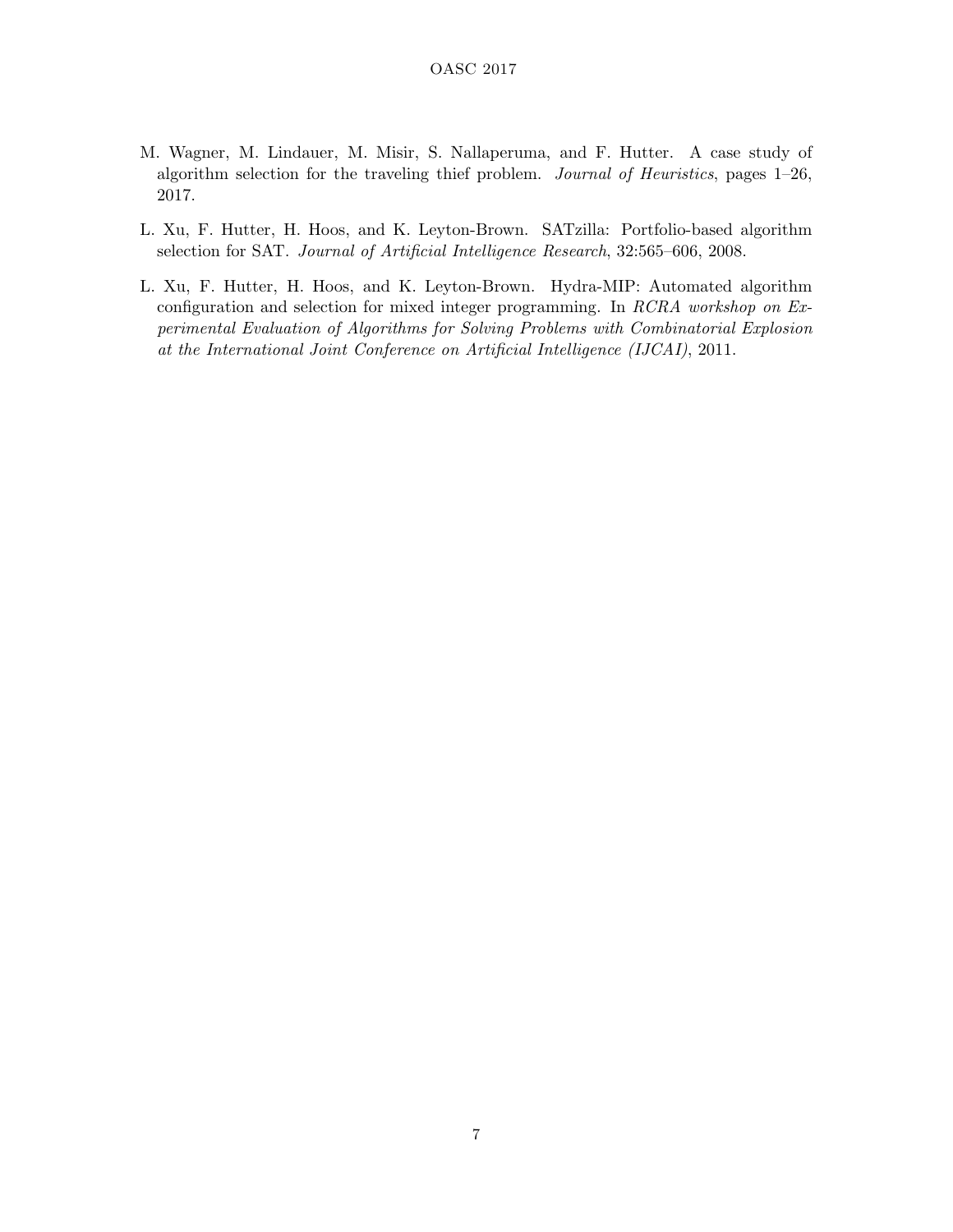M. Wagner, M. Lindauer, M. Misir, S. Nallaperuma, and F. Hutter. A case study of algorithm selection for the traveling thief problem. *Journal of Heuristics*, pages 1–26, 2017.

L. Xu, F. Hutter, H. Hoos, and K. Leyton-Brown. SATzilla: Portfolio-based algorithm selection for SAT. *Journal of Artificial Intelligence Research*, 32:565–606, 2008.

L. Xu, F. Hutter, H. Hoos, and K. Leyton-Brown. Hydra-MIP: Automated algorithm configuration and selection for mixed integer programming. In *RCRA workshop on Experimental Evaluation of Algorithms for Solving Problems with Combinatorial Explosion at the International Joint Conference on Artificial Intelligence (IJCAI)*, 2011.